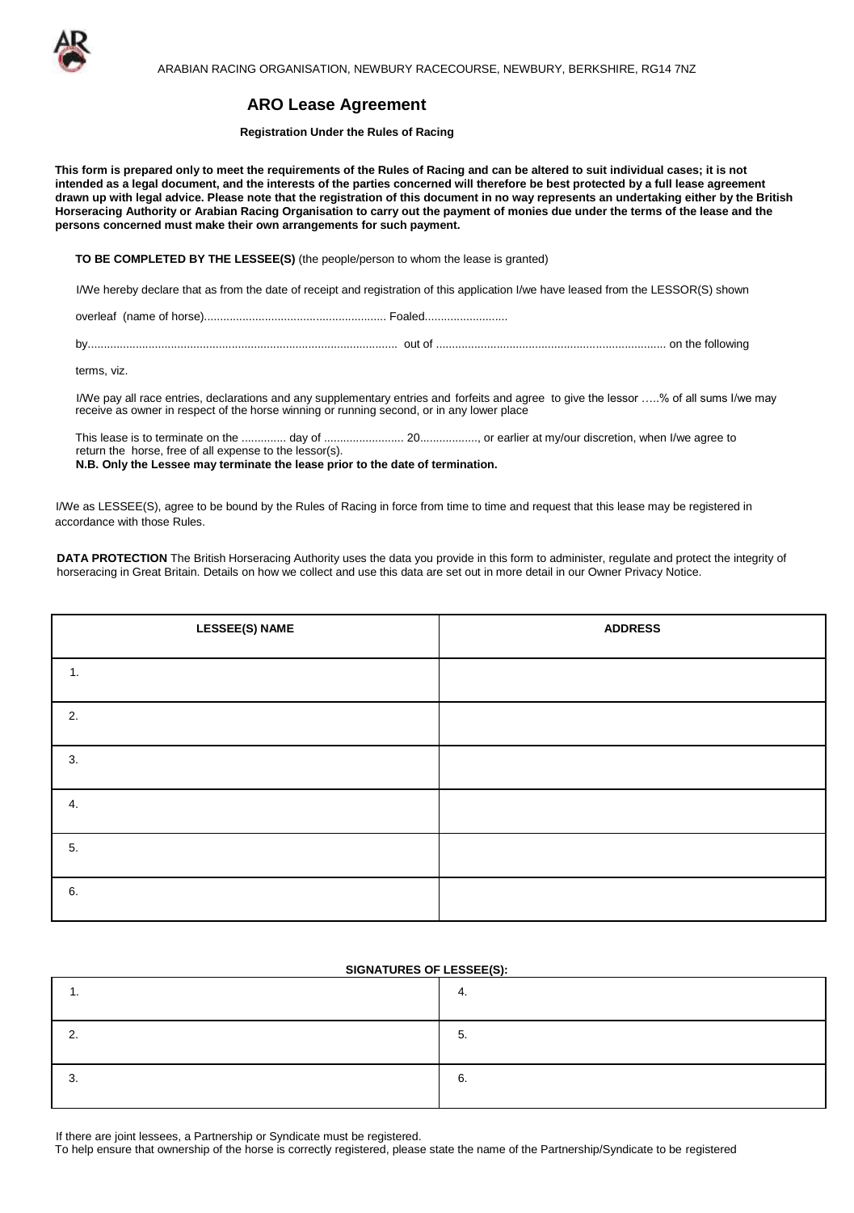ARABIAN RACING ORGANISATION, NEWBURY RACECOURSE, NEWBURY, BERKSHIRE, RG14 7NZ

# ARO Lease Agreement

**Registration Under the Rules of Racing**

**This form is prepared only to meet the requirements of the Rules of Racing and can be altered to suit individual cases; it is not intended as a legal document, and the interests of the parties concerned will therefore be best protected by a full lease agreement drawn up with legal advice. Please note that the registration of this document in no way represents an undertaking either by the British Horseracing Authority or Arabian Racing Organisation to carry out the payment of monies due under the terms of the lease and the persons concerned must make their own arrangements for such payment.**

**TO BE COMPLETED BY THE LESSEE(S)** (the people/person to whom the lease is granted)

I/We hereby declare that as from the date of receipt and registration of this application I/we have leased from the LESSOR(S) shown

overleaf (name of horse)........................................................ Foaled..........................

by................................................................................................ out of ........................................................................ on the following

terms, viz.

I/We pay all race entries, declarations and any supplementary entries and forfeits and agree to give the lessor …..% of all sums I/we may receive as owner in respect of the horse winning or running second, or in any lower place

This lease is to terminate on the ............. day of ......................... 20................., or earlier at my/our discretion, when I/we agree to return the horse, free of all expense to the lessor(s).
**N.B. Only the Lessee may terminate the lease prior to the date of termination.**

I/We as LESSEE(S), agree to be bound by the Rules of Racing in force from time to time and request that this lease may be registered in accordance with those Rules.

**DATA PROTECTION** The British Horseracing Authority uses the data you provide in this form to administer, regulate and protect the integrity of horseracing in Great Britain. Details on how we collect and use this data are set out in more detail in our Owner Privacy Notice.

| LESSEE(S) NAME | ADDRESS |
|---|---|
| 1. | |
| 2. | |
| 3. | |
| 4. | |
| 5. | |
| 6. | |

**SIGNATURES OF LESSEE(S):**

| | |
|---|---|
| 1. | 4. |
| 2. | 5. |
| 3. | 6. |

If there are joint lessees, a Partnership or Syndicate must be registered.
To help ensure that ownership of the horse is correctly registered, please state the name of the Partnership/Syndicate to be registered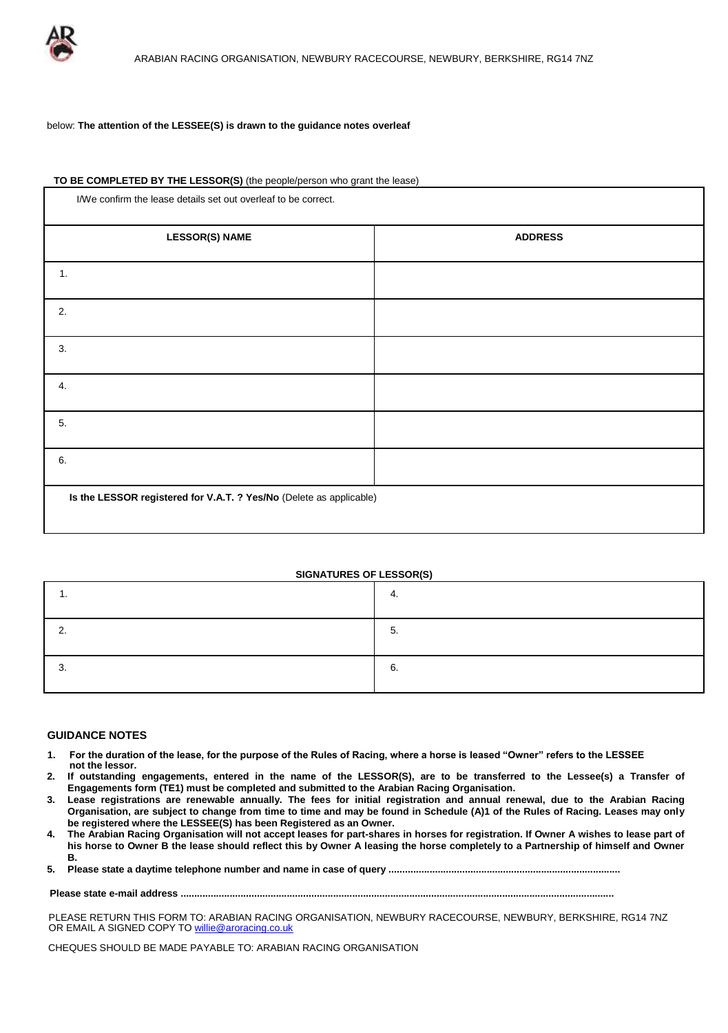ARABIAN RACING ORGANISATION, NEWBURY RACECOURSE, NEWBURY, BERKSHIRE, RG14 7NZ

below: **The attention of the LESSEE(S) is drawn to the guidance notes overleaf**

**TO BE COMPLETED BY THE LESSOR(S)** (the people/person who grant the lease)

I/We confirm the lease details set out overleaf to be correct.

| LESSOR(S) NAME | ADDRESS |
|---|---|
| 1. | |
| 2. | |
| 3. | |
| 4. | |
| 5. | |
| 6. | |

**Is the LESSOR registered for V.A.T. ? Yes/No** (Delete as applicable)

**SIGNATURES OF LESSOR(S)**

| | |
|---|---|
| 1. | 4. |
| 2. | 5. |
| 3. | 6. |

## GUIDANCE NOTES

1. **For the duration of the lease, for the purpose of the Rules of Racing, where a horse is leased "Owner" refers to the LESSEE not the lessor.**
2. **If outstanding engagements, entered in the name of the LESSOR(S), are to be transferred to the Lessee(s) a Transfer of Engagements form (TE1) must be completed and submitted to the Arabian Racing Organisation.**
3. **Lease registrations are renewable annually. The fees for initial registration and annual renewal, due to the Arabian Racing Organisation, are subject to change from time to time and may be found in Schedule (A)1 of the Rules of Racing. Leases may only be registered where the LESSEE(S) has been Registered as an Owner.**
4. **The Arabian Racing Organisation will not accept leases for part-shares in horses for registration. If Owner A wishes to lease part of his horse to Owner B the lease should reflect this by Owner A leasing the horse completely to a Partnership of himself and Owner B.**
5. **Please state a daytime telephone number and name in case of query ....................................................................................**

**Please state e-mail address ..............................................................................................................................................................**

PLEASE RETURN THIS FORM TO: ARABIAN RACING ORGANISATION, NEWBURY RACECOURSE, NEWBURY, BERKSHIRE, RG14 7NZ OR EMAIL A SIGNED COPY TO willie@aroracing.co.uk

CHEQUES SHOULD BE MADE PAYABLE TO: ARABIAN RACING ORGANISATION